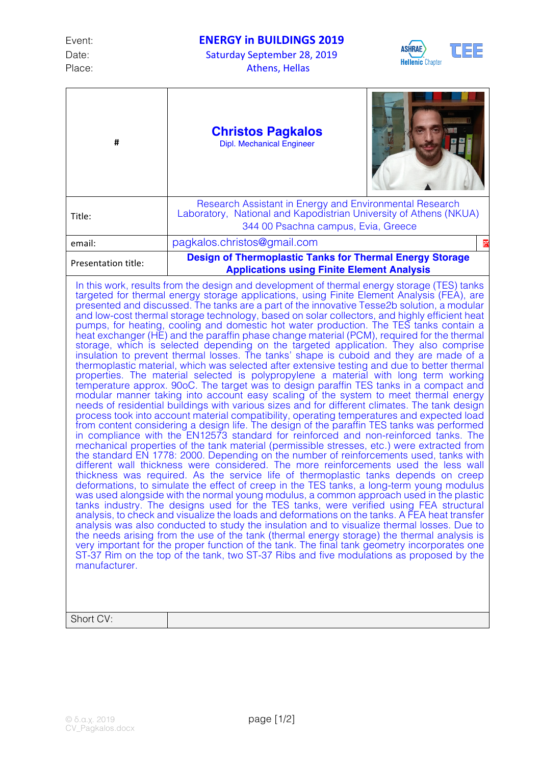Event: **ENERGY in BUILDINGS 2019**
Date: Saturday September 28, 2019
Place: Athens, Hellas

| # | **Christos Pagkalos**<br>Dipl. Mechanical Engineer |
| --- | --- |
| Title: | Research Assistant in Energy and Environmental Research Laboratory, National and Kapodistrian University of Athens (NKUA)<br>344 00 Psachna campus, Evia, Greece |
| email: | pagkalos.christos@gmail.com |
| Presentation title: | **Design of Thermoplastic Tanks for Thermal Energy Storage Applications using Finite Element Analysis** |

In this work, results from the design and development of thermal energy storage (TES) tanks targeted for thermal energy storage applications, using Finite Element Analysis (FEA), are presented and discussed. The tanks are a part of the innovative Tesse2b solution, a modular and low-cost thermal storage technology, based on solar collectors, and highly efficient heat pumps, for heating, cooling and domestic hot water production. The TES tanks contain a heat exchanger (HE) and the paraffin phase change material (PCM), required for the thermal storage, which is selected depending on the targeted application. They also comprise insulation to prevent thermal losses. The tanks' shape is cuboid and they are made of a thermoplastic material, which was selected after extensive testing and due to better thermal properties. The material selected is polypropylene a material with long term working temperature approx. 90oC. The target was to design paraffin TES tanks in a compact and modular manner taking into account easy scaling of the system to meet thermal energy needs of residential buildings with various sizes and for different climates. The tank design process took into account material compatibility, operating temperatures and expected load from content considering a design life. The design of the paraffin TES tanks was performed in compliance with the EN12573 standard for reinforced and non-reinforced tanks. The mechanical properties of the tank material (permissible stresses, etc.) were extracted from the standard EN 1778: 2000. Depending on the number of reinforcements used, tanks with different wall thickness were considered. The more reinforcements used the less wall thickness was required. As the service life of thermoplastic tanks depends on creep deformations, to simulate the effect of creep in the TES tanks, a long-term young modulus was used alongside with the normal young modulus, a common approach used in the plastic tanks industry. The designs used for the TES tanks, were verified using FEA structural analysis, to check and visualize the loads and deformations on the tanks. A FEA heat transfer analysis was also conducted to study the insulation and to visualize thermal losses. Due to the needs arising from the use of the tank (thermal energy storage) the thermal analysis is very important for the proper function of the tank. The final tank geometry incorporates one ST-37 Rim on the top of the tank, two ST-37 Ribs and five modulations as proposed by the manufacturer.

| Short CV: | |
| --- | --- |

© δ.α.χ. 2019
CV_Pagkalos.docx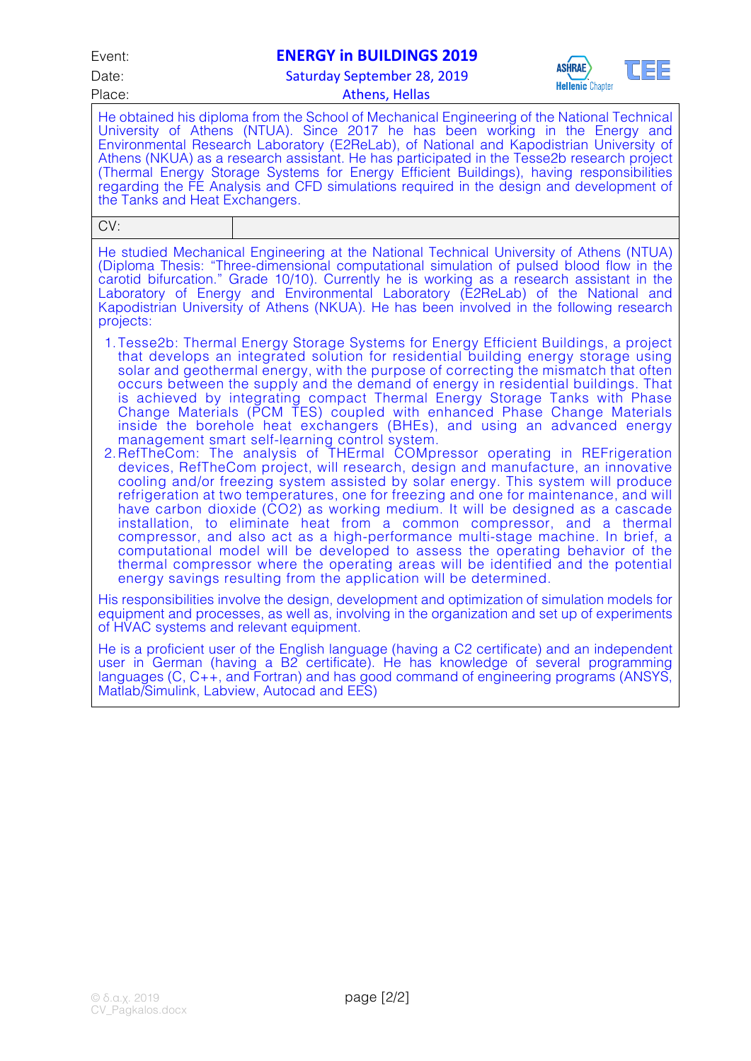He obtained his diploma from the School of Mechanical Engineering of the National Technical University of Athens (NTUA). Since 2017 he has been working in the Energy and Environmental Research Laboratory (E2ReLab), of National and Kapodistrian University of Athens (NKUA) as a research assistant. He has participated in the Tesse2b research project (Thermal Energy Storage Systems for Energy Efficient Buildings), having responsibilities regarding the FE Analysis and CFD simulations required in the design and development of the Tanks and Heat Exchangers.

| CV: | |
|---|---|

He studied Mechanical Engineering at the National Technical University of Athens (NTUA) (Diploma Thesis: "Three-dimensional computational simulation of pulsed blood flow in the carotid bifurcation." Grade 10/10). Currently he is working as a research assistant in the Laboratory of Energy and Environmental Laboratory (E2ReLab) of the National and Kapodistrian University of Athens (NKUA). He has been involved in the following research projects:

1. Tesse2b: Thermal Energy Storage Systems for Energy Efficient Buildings, a project that develops an integrated solution for residential building energy storage using solar and geothermal energy, with the purpose of correcting the mismatch that often occurs between the supply and the demand of energy in residential buildings. That is achieved by integrating compact Thermal Energy Storage Tanks with Phase Change Materials (PCM TES) coupled with enhanced Phase Change Materials inside the borehole heat exchangers (BHEs), and using an advanced energy management smart self-learning control system.
2. RefTheCom: The analysis of THErmal COMpressor operating in REFrigeration devices, RefTheCom project, will research, design and manufacture, an innovative cooling and/or freezing system assisted by solar energy. This system will produce refrigeration at two temperatures, one for freezing and one for maintenance, and will have carbon dioxide ($CO_2$) as working medium. It will be designed as a cascade installation, to eliminate heat from a common compressor, and a thermal compressor, and also act as a high-performance multi-stage machine. In brief, a computational model will be developed to assess the operating behavior of the thermal compressor where the operating areas will be identified and the potential energy savings resulting from the application will be determined.

His responsibilities involve the design, development and optimization of simulation models for equipment and processes, as well as, involving in the organization and set up of experiments of HVAC systems and relevant equipment.

He is a proficient user of the English language (having a C2 certificate) and an independent user in German (having a B2 certificate). He has knowledge of several programming languages (C, C++, and Fortran) and has good command of engineering programs (ANSYS, Matlab/Simulink, Labview, Autocad and EES)